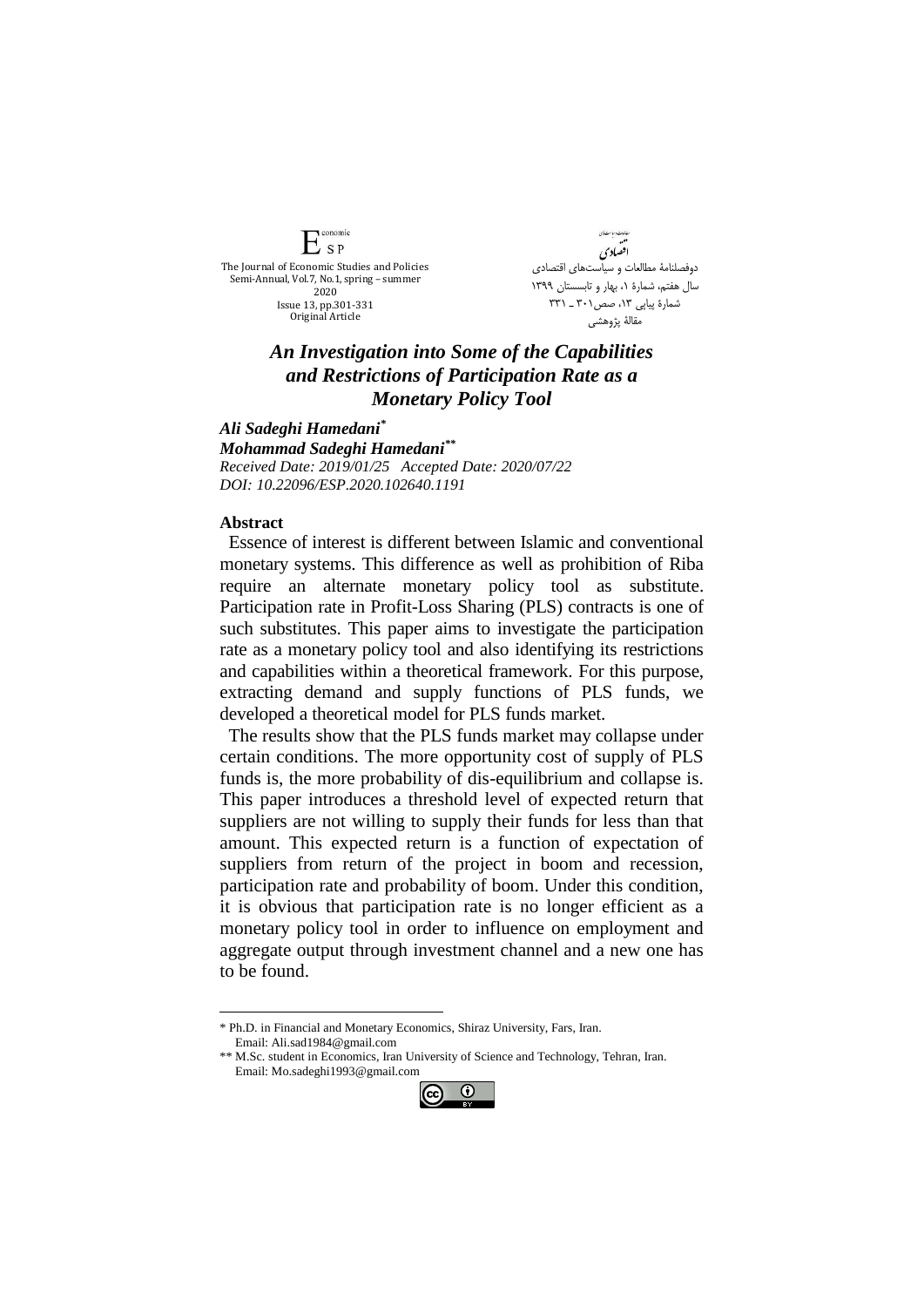The Journal of Economic Studies and Policies
Semi-Annual, Vol.7, No.1, spring – summer 2020
Issue 13, pp.301-331
Original Article

دوفصلنامهٔ مطالعات و سیاست‌های اقتصادی
سال هفتم، شمارهٔ ۱، بهار و تابستان ۱۳۹۹
شمارهٔ پیاپی ۱۳، صص ۳۰۱ ـ ۳۳۱
مقالهٔ پژوهشی

# *An Investigation into Some of the Capabilities and Restrictions of Participation Rate as a Monetary Policy Tool*

***Ali Sadeghi Hamedani**[*]*

***Mohammad Sadeghi Hamedani**[**]*

*Received Date: 2019/01/25 Accepted Date: 2020/07/22*

*DOI: 10.22096/ESP.2020.102640.1191*

## Abstract

Essence of interest is different between Islamic and conventional monetary systems. This difference as well as prohibition of Riba require an alternate monetary policy tool as substitute. Participation rate in Profit-Loss Sharing (PLS) contracts is one of such substitutes. This paper aims to investigate the participation rate as a monetary policy tool and also identifying its restrictions and capabilities within a theoretical framework. For this purpose, extracting demand and supply functions of PLS funds, we developed a theoretical model for PLS funds market.

The results show that the PLS funds market may collapse under certain conditions. The more opportunity cost of supply of PLS funds is, the more probability of dis-equilibrium and collapse is. This paper introduces a threshold level of expected return that suppliers are not willing to supply their funds for less than that amount. This expected return is a function of expectation of suppliers from return of the project in boom and recession, participation rate and probability of boom. Under this condition, it is obvious that participation rate is no longer efficient as a monetary policy tool in order to influence on employment and aggregate output through investment channel and a new one has to be found.

---

[*] Ph.D. in Financial and Monetary Economics, Shiraz University, Fars, Iran.
Email: Ali.sad1984@gmail.com

[**] M.Sc. student in Economics, Iran University of Science and Technology, Tehran, Iran.
Email: Mo.sadeghi1993@gmail.com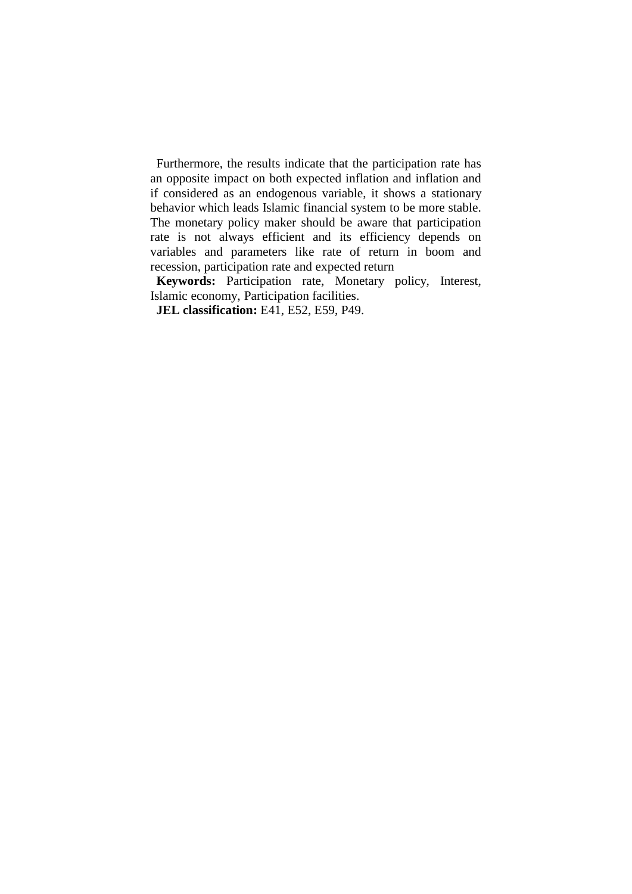Furthermore, the results indicate that the participation rate has an opposite impact on both expected inflation and inflation and if considered as an endogenous variable, it shows a stationary behavior which leads Islamic financial system to be more stable. The monetary policy maker should be aware that participation rate is not always efficient and its efficiency depends on variables and parameters like rate of return in boom and recession, participation rate and expected return

**Keywords:** Participation rate, Monetary policy, Interest, Islamic economy, Participation facilities.

**JEL classification:** E41, E52, E59, P49.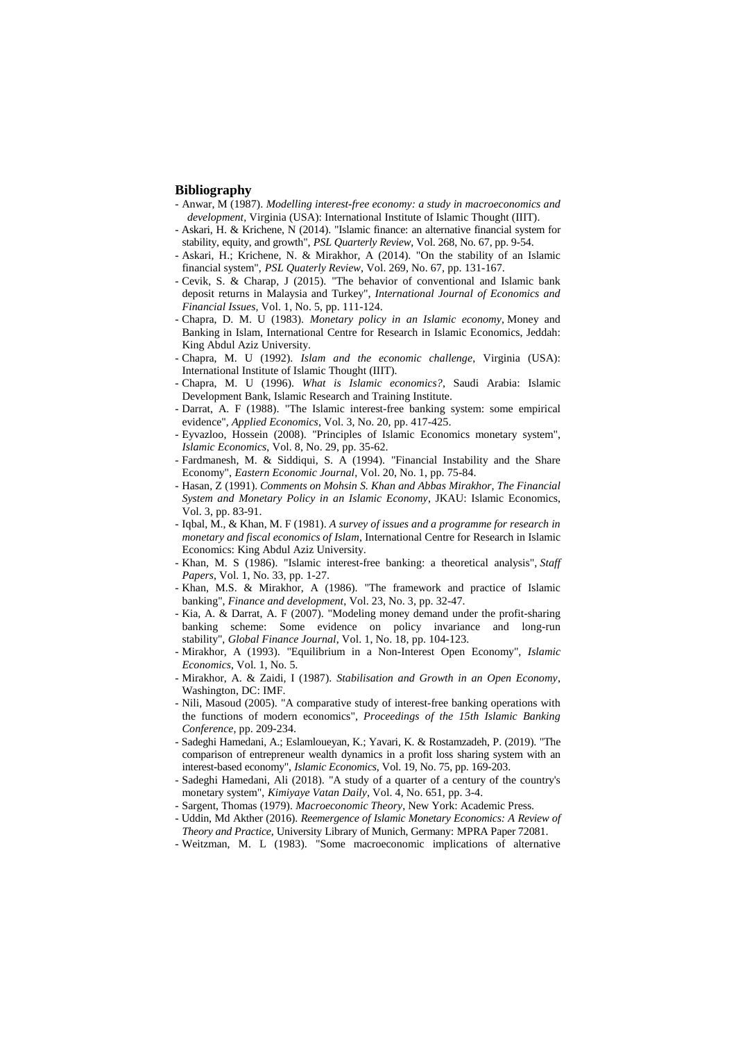## Bibliography

- Anwar, M (1987). *Modelling interest-free economy: a study in macroeconomics and development*, Virginia (USA): International Institute of Islamic Thought (IIIT).
- Askari, H. & Krichene, N (2014). "Islamic finance: an alternative financial system for stability, equity, and growth", *PSL Quarterly Review*, Vol. 268, No. 67, pp. 9-54.
- Askari, H.; Krichene, N. & Mirakhor, A (2014). "On the stability of an Islamic financial system", *PSL Quaterly Review*, Vol. 269, No. 67, pp. 131-167.
- Cevik, S. & Charap, J (2015). "The behavior of conventional and Islamic bank deposit returns in Malaysia and Turkey", *International Journal of Economics and Financial Issues*, Vol. 1, No. 5, pp. 111-124.
- Chapra, D. M. U (1983). *Monetary policy in an Islamic economy*, Money and Banking in Islam, International Centre for Research in Islamic Economics, Jeddah: King Abdul Aziz University.
- Chapra, M. U (1992). *Islam and the economic challenge*, Virginia (USA): International Institute of Islamic Thought (IIIT).
- Chapra, M. U (1996). *What is Islamic economics?*, Saudi Arabia: Islamic Development Bank, Islamic Research and Training Institute.
- Darrat, A. F (1988). "The Islamic interest-free banking system: some empirical evidence", *Applied Economics*, Vol. 3, No. 20, pp. 417-425.
- Eyvazloo, Hossein (2008). "Principles of Islamic Economics monetary system", *Islamic Economics*, Vol. 8, No. 29, pp. 35-62.
- Fardmanesh, M. & Siddiqui, S. A (1994). "Financial Instability and the Share Economy", *Eastern Economic Journal*, Vol. 20, No. 1, pp. 75-84.
- Hasan, Z (1991). *Comments on Mohsin S. Khan and Abbas Mirakhor, The Financial System and Monetary Policy in an Islamic Economy*, JKAU: Islamic Economics, Vol. 3, pp. 83-91.
- Iqbal, M., & Khan, M. F (1981). *A survey of issues and a programme for research in monetary and fiscal economics of Islam*, International Centre for Research in Islamic Economics: King Abdul Aziz University.
- Khan, M. S (1986). "Islamic interest-free banking: a theoretical analysis", *Staff Papers*, Vol. 1, No. 33, pp. 1-27.
- Khan, M.S. & Mirakhor, A (1986). "The framework and practice of Islamic banking", *Finance and development*, Vol. 23, No. 3, pp. 32-47.
- Kia, A. & Darrat, A. F (2007). "Modeling money demand under the profit-sharing banking scheme: Some evidence on policy invariance and long-run stability", *Global Finance Journal*, Vol. 1, No. 18, pp. 104-123.
- Mirakhor, A (1993). "Equilibrium in a Non-Interest Open Economy", *Islamic Economics*, Vol. 1, No. 5.
- Mirakhor, A. & Zaidi, I (1987). *Stabilisation and Growth in an Open Economy*, Washington, DC: IMF.
- Nili, Masoud (2005). "A comparative study of interest-free banking operations with the functions of modern economics", *Proceedings of the 15th Islamic Banking Conference*, pp. 209-234.
- Sadeghi Hamedani, A.; Eslamloueyan, K.; Yavari, K. & Rostamzadeh, P. (2019). "The comparison of entrepreneur wealth dynamics in a profit loss sharing system with an interest-based economy", *Islamic Economics*, Vol. 19, No. 75, pp. 169-203.
- Sadeghi Hamedani, Ali (2018). "A study of a quarter of a century of the country's monetary system", *Kimiyaye Vatan Daily*, Vol. 4, No. 651, pp. 3-4.
- Sargent, Thomas (1979). *Macroeconomic Theory*, New York: Academic Press.
- Uddin, Md Akther (2016). *Reemergence of Islamic Monetary Economics: A Review of Theory and Practice*, University Library of Munich, Germany: MPRA Paper 72081.
- Weitzman, M. L (1983). "Some macroeconomic implications of alternative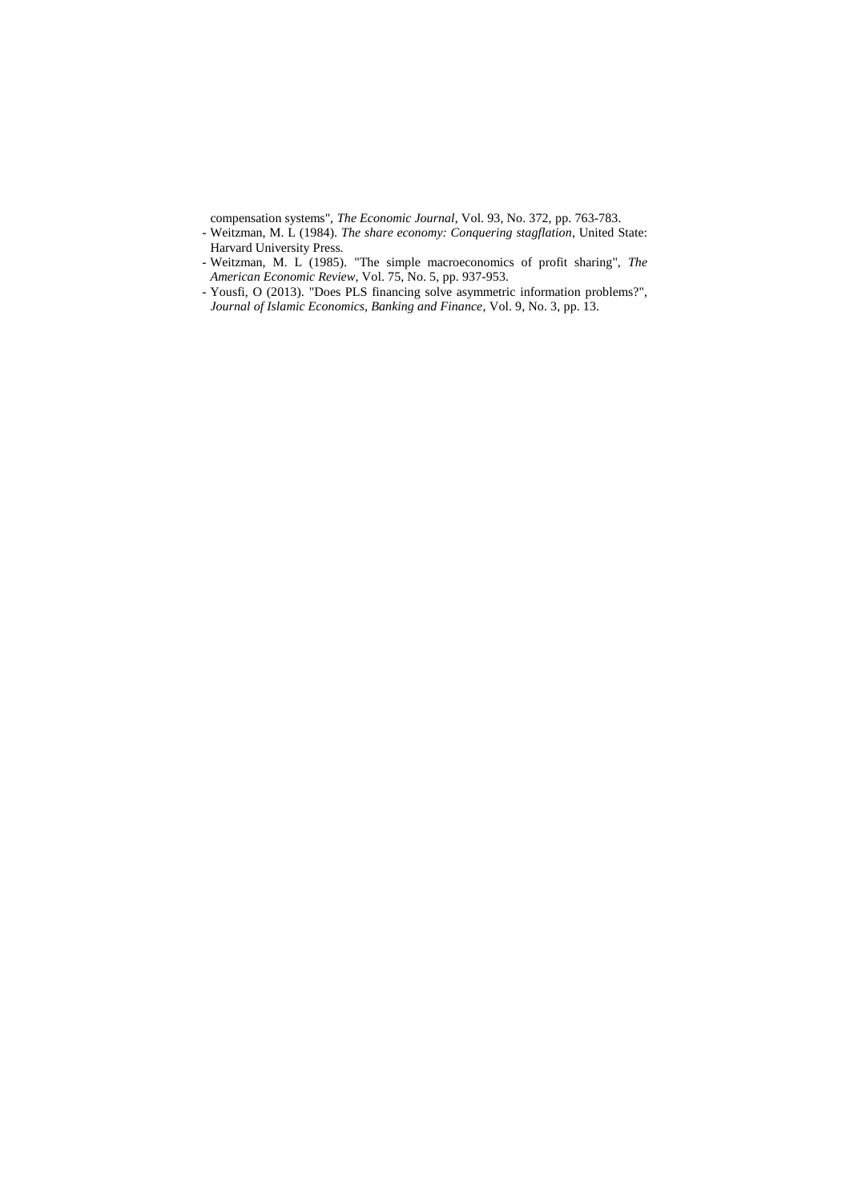compensation systems", *The Economic Journal*, Vol. 93, No. 372, pp. 763-783.

- Weitzman, M. L (1984). *The share economy: Conquering stagflation*, United State: Harvard University Press.
- Weitzman, M. L (1985). "The simple macroeconomics of profit sharing", *The American Economic Review*, Vol. 75, No. 5, pp. 937-953.
- Yousfi, O (2013). "Does PLS financing solve asymmetric information problems?", *Journal of Islamic Economics, Banking and Finance*, Vol. 9, No. 3, pp. 13.